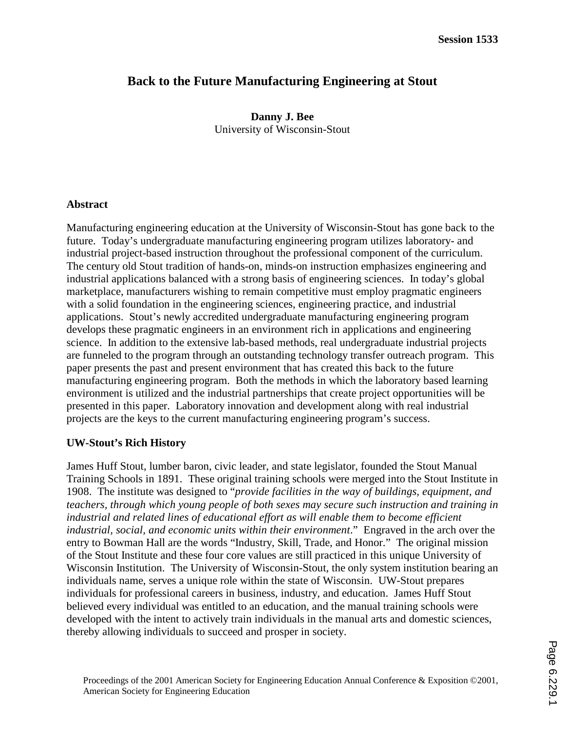# Back to the Future Manufacturing Engineering at Stout

**Danny J. Bee**
University of Wisconsin-Stout

## Abstract

Manufacturing engineering education at the University of Wisconsin-Stout has gone back to the future. Today's undergraduate manufacturing engineering program utilizes laboratory- and industrial project-based instruction throughout the professional component of the curriculum. The century old Stout tradition of hands-on, minds-on instruction emphasizes engineering and industrial applications balanced with a strong basis of engineering sciences. In today's global marketplace, manufacturers wishing to remain competitive must employ pragmatic engineers with a solid foundation in the engineering sciences, engineering practice, and industrial applications. Stout's newly accredited undergraduate manufacturing engineering program develops these pragmatic engineers in an environment rich in applications and engineering science. In addition to the extensive lab-based methods, real undergraduate industrial projects are funneled to the program through an outstanding technology transfer outreach program. This paper presents the past and present environment that has created this back to the future manufacturing engineering program. Both the methods in which the laboratory based learning environment is utilized and the industrial partnerships that create project opportunities will be presented in this paper. Laboratory innovation and development along with real industrial projects are the keys to the current manufacturing engineering program's success.

## UW-Stout's Rich History

James Huff Stout, lumber baron, civic leader, and state legislator, founded the Stout Manual Training Schools in 1891. These original training schools were merged into the Stout Institute in 1908. The institute was designed to "*provide facilities in the way of buildings, equipment, and teachers, through which young people of both sexes may secure such instruction and training in industrial and related lines of educational effort as will enable them to become efficient industrial, social, and economic units within their environment*." Engraved in the arch over the entry to Bowman Hall are the words "Industry, Skill, Trade, and Honor." The original mission of the Stout Institute and these four core values are still practiced in this unique University of Wisconsin Institution. The University of Wisconsin-Stout, the only system institution bearing an individuals name, serves a unique role within the state of Wisconsin. UW-Stout prepares individuals for professional careers in business, industry, and education. James Huff Stout believed every individual was entitled to an education, and the manual training schools were developed with the intent to actively train individuals in the manual arts and domestic sciences, thereby allowing individuals to succeed and prosper in society.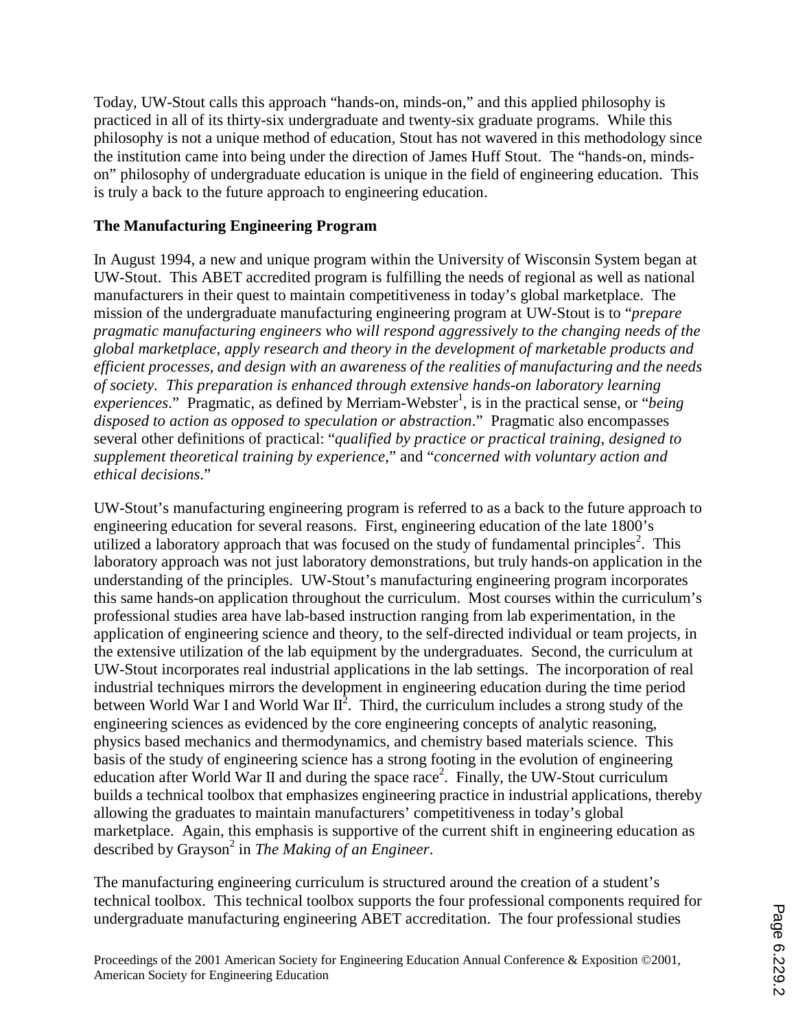Today, UW-Stout calls this approach “hands-on, minds-on,” and this applied philosophy is practiced in all of its thirty-six undergraduate and twenty-six graduate programs. While this philosophy is not a unique method of education, Stout has not wavered in this methodology since the institution came into being under the direction of James Huff Stout. The “hands-on, minds-on” philosophy of undergraduate education is unique in the field of engineering education. This is truly a back to the future approach to engineering education.

**The Manufacturing Engineering Program**

In August 1994, a new and unique program within the University of Wisconsin System began at UW-Stout. This ABET accredited program is fulfilling the needs of regional as well as national manufacturers in their quest to maintain competitiveness in today’s global marketplace. The mission of the undergraduate manufacturing engineering program at UW-Stout is to “*prepare pragmatic manufacturing engineers who will respond aggressively to the changing needs of the global marketplace, apply research and theory in the development of marketable products and efficient processes, and design with an awareness of the realities of manufacturing and the needs of society. This preparation is enhanced through extensive hands-on laboratory learning experiences*.” Pragmatic, as defined by Merriam-Webster[1], is in the practical sense, or “*being disposed to action as opposed to speculation or abstraction*.” Pragmatic also encompasses several other definitions of practical: “*qualified by practice or practical training, designed to supplement theoretical training by experience*,” and “*concerned with voluntary action and ethical decisions*.”

UW-Stout’s manufacturing engineering program is referred to as a back to the future approach to engineering education for several reasons. First, engineering education of the late 1800’s utilized a laboratory approach that was focused on the study of fundamental principles[2]. This laboratory approach was not just laboratory demonstrations, but truly hands-on application in the understanding of the principles. UW-Stout’s manufacturing engineering program incorporates this same hands-on application throughout the curriculum. Most courses within the curriculum’s professional studies area have lab-based instruction ranging from lab experimentation, in the application of engineering science and theory, to the self-directed individual or team projects, in the extensive utilization of the lab equipment by the undergraduates. Second, the curriculum at UW-Stout incorporates real industrial applications in the lab settings. The incorporation of real industrial techniques mirrors the development in engineering education during the time period between World War I and World War II[2]. Third, the curriculum includes a strong study of the engineering sciences as evidenced by the core engineering concepts of analytic reasoning, physics based mechanics and thermodynamics, and chemistry based materials science. This basis of the study of engineering science has a strong footing in the evolution of engineering education after World War II and during the space race[2]. Finally, the UW-Stout curriculum builds a technical toolbox that emphasizes engineering practice in industrial applications, thereby allowing the graduates to maintain manufacturers’ competitiveness in today’s global marketplace. Again, this emphasis is supportive of the current shift in engineering education as described by Grayson[2] in *The Making of an Engineer*.

The manufacturing engineering curriculum is structured around the creation of a student’s technical toolbox. This technical toolbox supports the four professional components required for undergraduate manufacturing engineering ABET accreditation. The four professional studies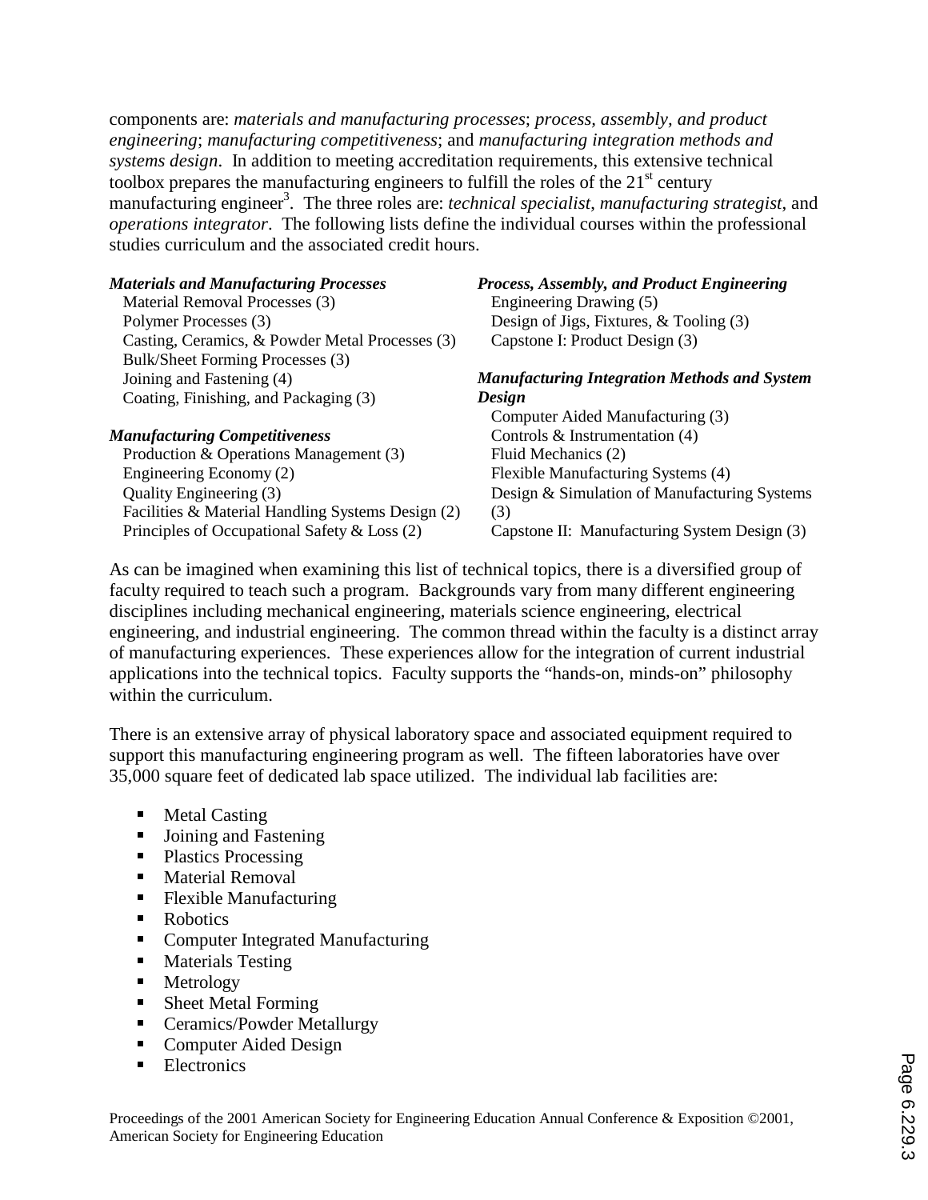components are: *materials and manufacturing processes*; *process, assembly, and product engineering*; *manufacturing competitiveness*; and *manufacturing integration methods and systems design*. In addition to meeting accreditation requirements, this extensive technical toolbox prepares the manufacturing engineers to fulfill the roles of the 21st century manufacturing engineer[3]. The three roles are: *technical specialist*, *manufacturing strategist*, and *operations integrator*. The following lists define the individual courses within the professional studies curriculum and the associated credit hours.

***Materials and Manufacturing Processes***

- Material Removal Processes (3)
- Polymer Processes (3)
- Casting, Ceramics, & Powder Metal Processes (3)
- Bulk/Sheet Forming Processes (3)
- Joining and Fastening (4)
- Coating, Finishing, and Packaging (3)

***Manufacturing Competitiveness***

- Production & Operations Management (3)
- Engineering Economy (2)
- Quality Engineering (3)
- Facilities & Material Handling Systems Design (2)
- Principles of Occupational Safety & Loss (2)

***Process, Assembly, and Product Engineering***

- Engineering Drawing (5)
- Design of Jigs, Fixtures, & Tooling (3)
- Capstone I: Product Design (3)

***Manufacturing Integration Methods and System Design***

- Computer Aided Manufacturing (3)
- Controls & Instrumentation (4)
- Fluid Mechanics (2)
- Flexible Manufacturing Systems (4)
- Design & Simulation of Manufacturing Systems (3)
- Capstone II: Manufacturing System Design (3)

As can be imagined when examining this list of technical topics, there is a diversified group of faculty required to teach such a program. Backgrounds vary from many different engineering disciplines including mechanical engineering, materials science engineering, electrical engineering, and industrial engineering. The common thread within the faculty is a distinct array of manufacturing experiences. These experiences allow for the integration of current industrial applications into the technical topics. Faculty supports the "hands-on, minds-on" philosophy within the curriculum.

There is an extensive array of physical laboratory space and associated equipment required to support this manufacturing engineering program as well. The fifteen laboratories have over 35,000 square feet of dedicated lab space utilized. The individual lab facilities are:

- Metal Casting
- Joining and Fastening
- Plastics Processing
- Material Removal
- Flexible Manufacturing
- Robotics
- Computer Integrated Manufacturing
- Materials Testing
- Metrology
- Sheet Metal Forming
- Ceramics/Powder Metallurgy
- Computer Aided Design
- Electronics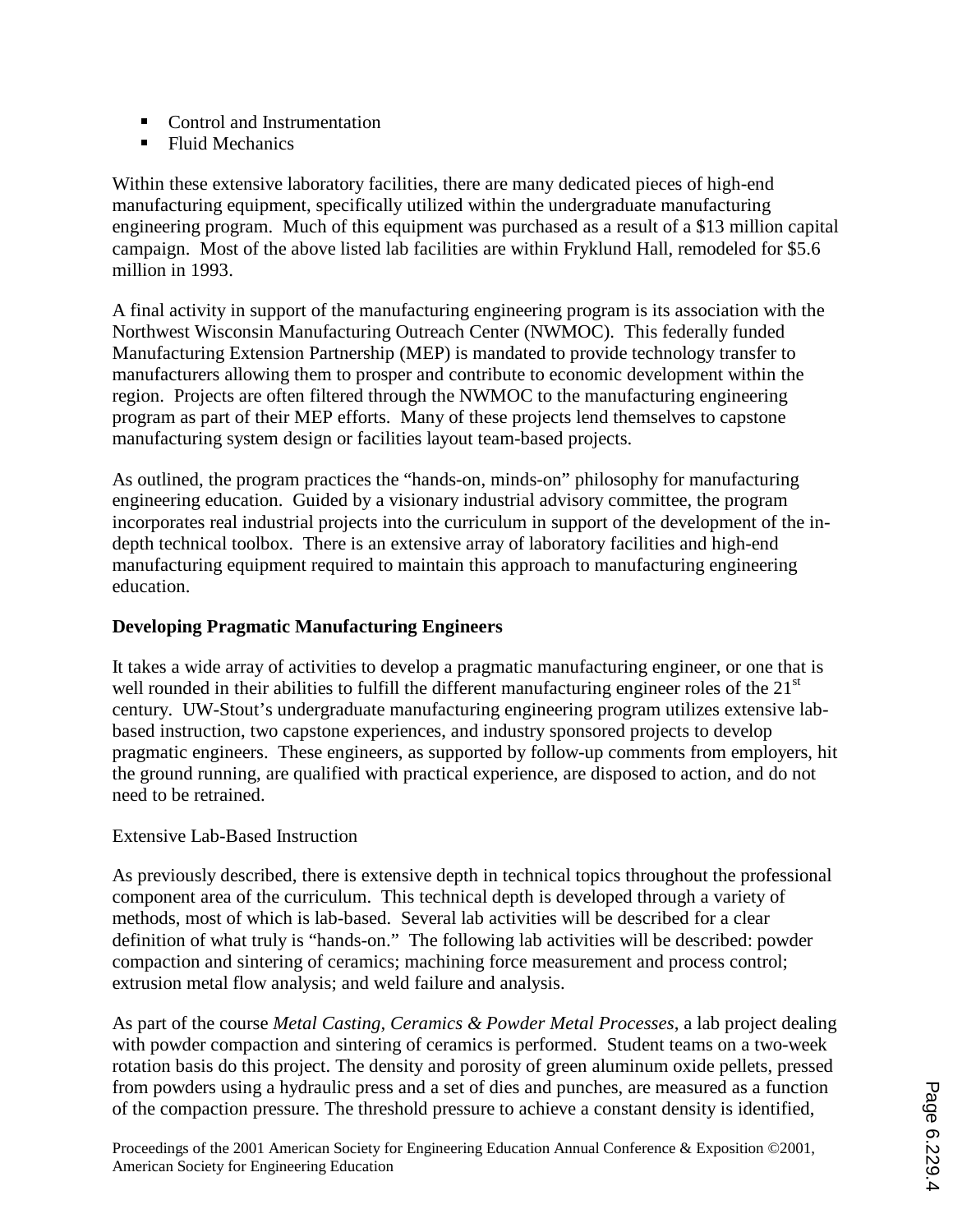- Control and Instrumentation
- Fluid Mechanics

Within these extensive laboratory facilities, there are many dedicated pieces of high-end manufacturing equipment, specifically utilized within the undergraduate manufacturing engineering program. Much of this equipment was purchased as a result of a $13 million capital campaign. Most of the above listed lab facilities are within Fryklund Hall, remodeled for $5.6 million in 1993.

A final activity in support of the manufacturing engineering program is its association with the Northwest Wisconsin Manufacturing Outreach Center (NWMOC). This federally funded Manufacturing Extension Partnership (MEP) is mandated to provide technology transfer to manufacturers allowing them to prosper and contribute to economic development within the region. Projects are often filtered through the NWMOC to the manufacturing engineering program as part of their MEP efforts. Many of these projects lend themselves to capstone manufacturing system design or facilities layout team-based projects.

As outlined, the program practices the "hands-on, minds-on" philosophy for manufacturing engineering education. Guided by a visionary industrial advisory committee, the program incorporates real industrial projects into the curriculum in support of the development of the in-depth technical toolbox. There is an extensive array of laboratory facilities and high-end manufacturing equipment required to maintain this approach to manufacturing engineering education.

**Developing Pragmatic Manufacturing Engineers**

It takes a wide array of activities to develop a pragmatic manufacturing engineer, or one that is well rounded in their abilities to fulfill the different manufacturing engineer roles of the 21st century. UW-Stout's undergraduate manufacturing engineering program utilizes extensive lab-based instruction, two capstone experiences, and industry sponsored projects to develop pragmatic engineers. These engineers, as supported by follow-up comments from employers, hit the ground running, are qualified with practical experience, are disposed to action, and do not need to be retrained.

Extensive Lab-Based Instruction

As previously described, there is extensive depth in technical topics throughout the professional component area of the curriculum. This technical depth is developed through a variety of methods, most of which is lab-based. Several lab activities will be described for a clear definition of what truly is "hands-on." The following lab activities will be described: powder compaction and sintering of ceramics; machining force measurement and process control; extrusion metal flow analysis; and weld failure and analysis.

As part of the course *Metal Casting, Ceramics & Powder Metal Processes*, a lab project dealing with powder compaction and sintering of ceramics is performed. Student teams on a two-week rotation basis do this project. The density and porosity of green aluminum oxide pellets, pressed from powders using a hydraulic press and a set of dies and punches, are measured as a function of the compaction pressure. The threshold pressure to achieve a constant density is identified,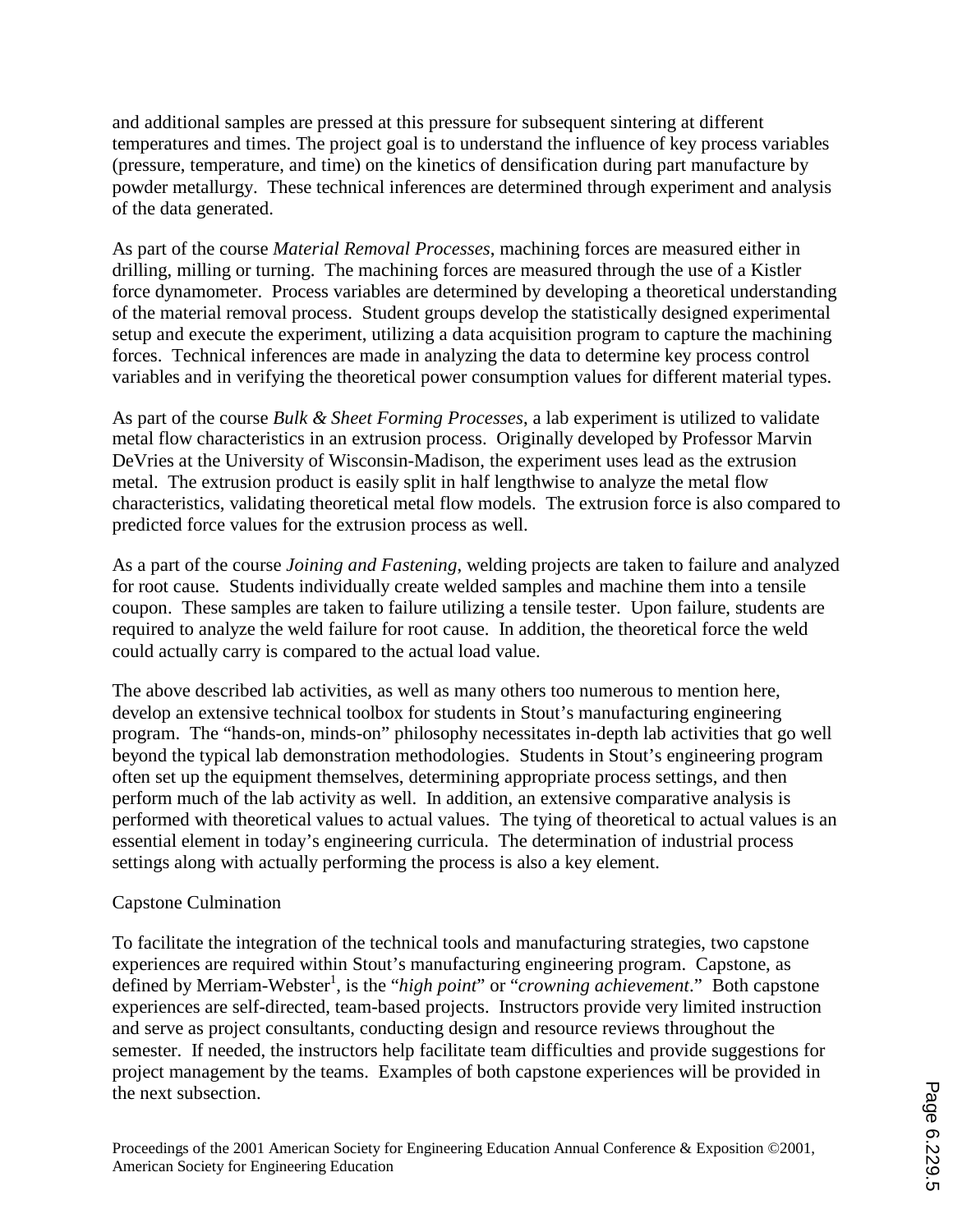and additional samples are pressed at this pressure for subsequent sintering at different temperatures and times. The project goal is to understand the influence of key process variables (pressure, temperature, and time) on the kinetics of densification during part manufacture by powder metallurgy. These technical inferences are determined through experiment and analysis of the data generated.

As part of the course *Material Removal Processes*, machining forces are measured either in drilling, milling or turning. The machining forces are measured through the use of a Kistler force dynamometer. Process variables are determined by developing a theoretical understanding of the material removal process. Student groups develop the statistically designed experimental setup and execute the experiment, utilizing a data acquisition program to capture the machining forces. Technical inferences are made in analyzing the data to determine key process control variables and in verifying the theoretical power consumption values for different material types.

As part of the course *Bulk & Sheet Forming Processes*, a lab experiment is utilized to validate metal flow characteristics in an extrusion process. Originally developed by Professor Marvin DeVries at the University of Wisconsin-Madison, the experiment uses lead as the extrusion metal. The extrusion product is easily split in half lengthwise to analyze the metal flow characteristics, validating theoretical metal flow models. The extrusion force is also compared to predicted force values for the extrusion process as well.

As a part of the course *Joining and Fastening*, welding projects are taken to failure and analyzed for root cause. Students individually create welded samples and machine them into a tensile coupon. These samples are taken to failure utilizing a tensile tester. Upon failure, students are required to analyze the weld failure for root cause. In addition, the theoretical force the weld could actually carry is compared to the actual load value.

The above described lab activities, as well as many others too numerous to mention here, develop an extensive technical toolbox for students in Stout's manufacturing engineering program. The "hands-on, minds-on" philosophy necessitates in-depth lab activities that go well beyond the typical lab demonstration methodologies. Students in Stout's engineering program often set up the equipment themselves, determining appropriate process settings, and then perform much of the lab activity as well. In addition, an extensive comparative analysis is performed with theoretical values to actual values. The tying of theoretical to actual values is an essential element in today's engineering curricula. The determination of industrial process settings along with actually performing the process is also a key element.

## Capstone Culmination

To facilitate the integration of the technical tools and manufacturing strategies, two capstone experiences are required within Stout's manufacturing engineering program. Capstone, as defined by Merriam-Webster[1], is the "*high point*" or "*crowning achievement*." Both capstone experiences are self-directed, team-based projects. Instructors provide very limited instruction and serve as project consultants, conducting design and resource reviews throughout the semester. If needed, the instructors help facilitate team difficulties and provide suggestions for project management by the teams. Examples of both capstone experiences will be provided in the next subsection.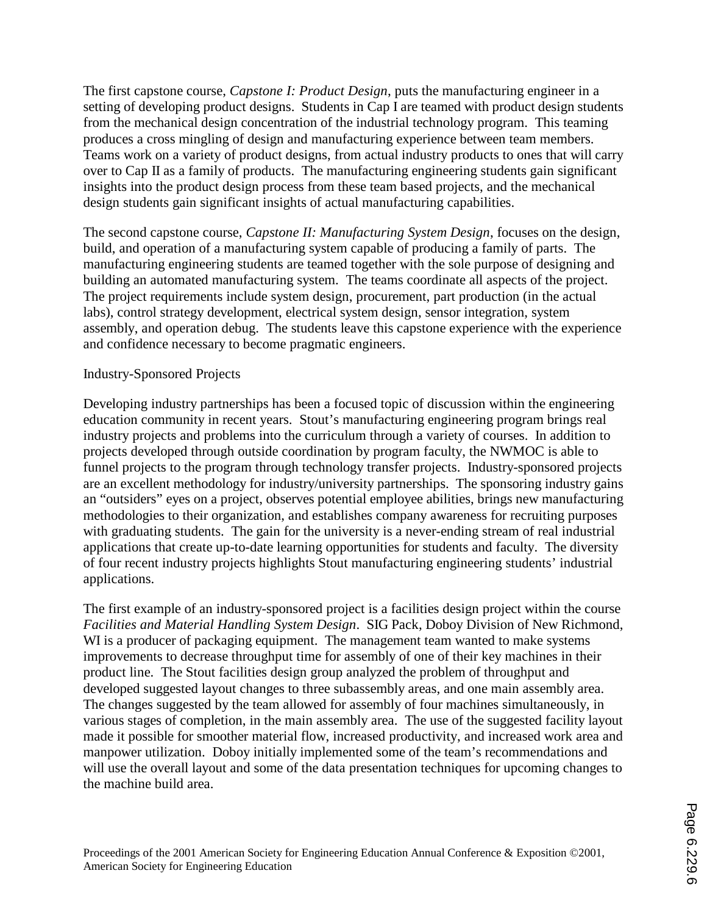The first capstone course, *Capstone I: Product Design*, puts the manufacturing engineer in a setting of developing product designs. Students in Cap I are teamed with product design students from the mechanical design concentration of the industrial technology program. This teaming produces a cross mingling of design and manufacturing experience between team members. Teams work on a variety of product designs, from actual industry products to ones that will carry over to Cap II as a family of products. The manufacturing engineering students gain significant insights into the product design process from these team based projects, and the mechanical design students gain significant insights of actual manufacturing capabilities.

The second capstone course, *Capstone II: Manufacturing System Design*, focuses on the design, build, and operation of a manufacturing system capable of producing a family of parts. The manufacturing engineering students are teamed together with the sole purpose of designing and building an automated manufacturing system. The teams coordinate all aspects of the project. The project requirements include system design, procurement, part production (in the actual labs), control strategy development, electrical system design, sensor integration, system assembly, and operation debug. The students leave this capstone experience with the experience and confidence necessary to become pragmatic engineers.

## Industry-Sponsored Projects

Developing industry partnerships has been a focused topic of discussion within the engineering education community in recent years. Stout's manufacturing engineering program brings real industry projects and problems into the curriculum through a variety of courses. In addition to projects developed through outside coordination by program faculty, the NWMOC is able to funnel projects to the program through technology transfer projects. Industry-sponsored projects are an excellent methodology for industry/university partnerships. The sponsoring industry gains an "outsiders" eyes on a project, observes potential employee abilities, brings new manufacturing methodologies to their organization, and establishes company awareness for recruiting purposes with graduating students. The gain for the university is a never-ending stream of real industrial applications that create up-to-date learning opportunities for students and faculty. The diversity of four recent industry projects highlights Stout manufacturing engineering students' industrial applications.

The first example of an industry-sponsored project is a facilities design project within the course *Facilities and Material Handling System Design*. SIG Pack, Doboy Division of New Richmond, WI is a producer of packaging equipment. The management team wanted to make systems improvements to decrease throughput time for assembly of one of their key machines in their product line. The Stout facilities design group analyzed the problem of throughput and developed suggested layout changes to three subassembly areas, and one main assembly area. The changes suggested by the team allowed for assembly of four machines simultaneously, in various stages of completion, in the main assembly area. The use of the suggested facility layout made it possible for smoother material flow, increased productivity, and increased work area and manpower utilization. Doboy initially implemented some of the team's recommendations and will use the overall layout and some of the data presentation techniques for upcoming changes to the machine build area.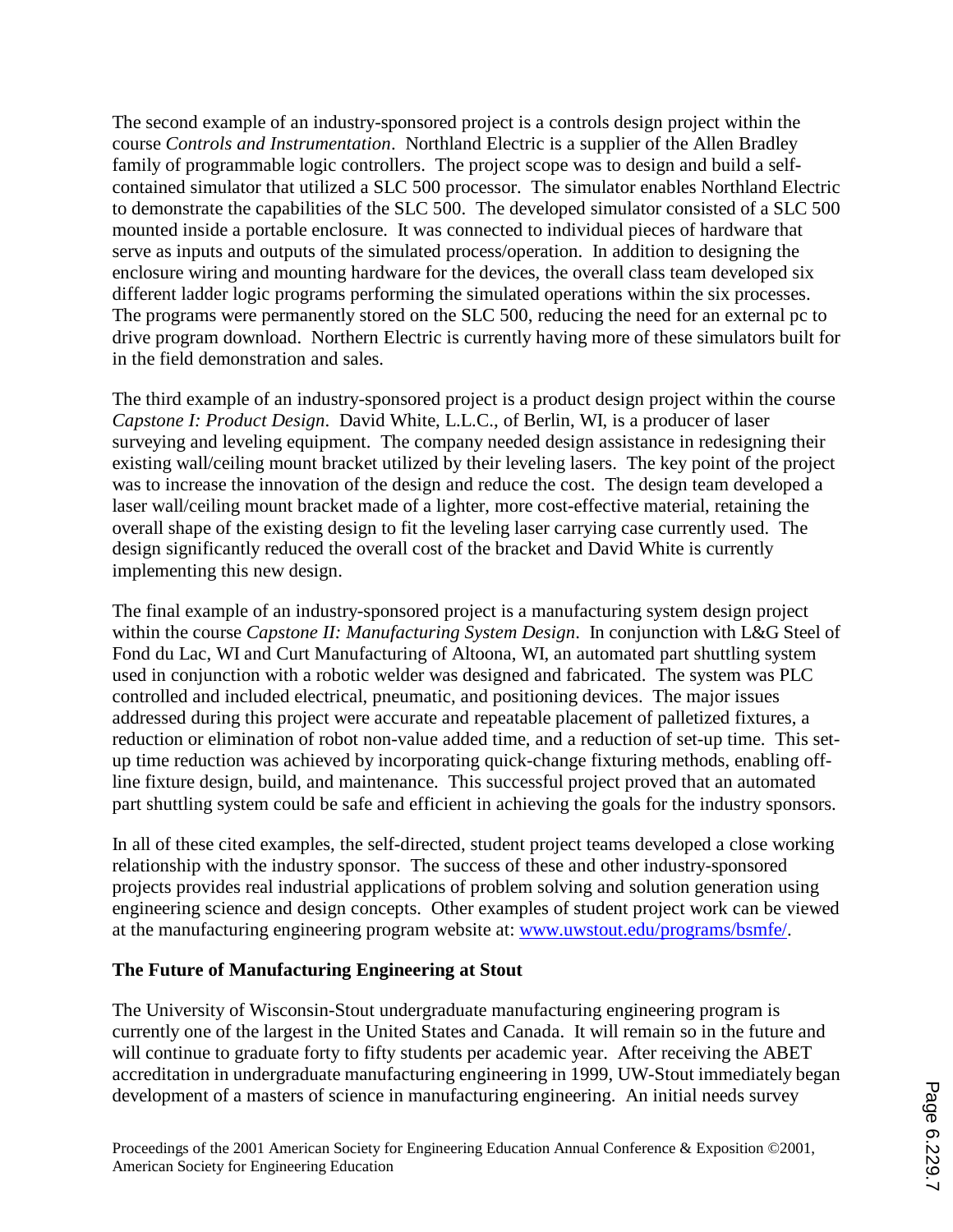The second example of an industry-sponsored project is a controls design project within the course *Controls and Instrumentation*. Northland Electric is a supplier of the Allen Bradley family of programmable logic controllers. The project scope was to design and build a self-contained simulator that utilized a SLC 500 processor. The simulator enables Northland Electric to demonstrate the capabilities of the SLC 500. The developed simulator consisted of a SLC 500 mounted inside a portable enclosure. It was connected to individual pieces of hardware that serve as inputs and outputs of the simulated process/operation. In addition to designing the enclosure wiring and mounting hardware for the devices, the overall class team developed six different ladder logic programs performing the simulated operations within the six processes. The programs were permanently stored on the SLC 500, reducing the need for an external pc to drive program download. Northern Electric is currently having more of these simulators built for in the field demonstration and sales.

The third example of an industry-sponsored project is a product design project within the course *Capstone I: Product Design*. David White, L.L.C., of Berlin, WI, is a producer of laser surveying and leveling equipment. The company needed design assistance in redesigning their existing wall/ceiling mount bracket utilized by their leveling lasers. The key point of the project was to increase the innovation of the design and reduce the cost. The design team developed a laser wall/ceiling mount bracket made of a lighter, more cost-effective material, retaining the overall shape of the existing design to fit the leveling laser carrying case currently used. The design significantly reduced the overall cost of the bracket and David White is currently implementing this new design.

The final example of an industry-sponsored project is a manufacturing system design project within the course *Capstone II: Manufacturing System Design*. In conjunction with L&G Steel of Fond du Lac, WI and Curt Manufacturing of Altoona, WI, an automated part shuttling system used in conjunction with a robotic welder was designed and fabricated. The system was PLC controlled and included electrical, pneumatic, and positioning devices. The major issues addressed during this project were accurate and repeatable placement of palletized fixtures, a reduction or elimination of robot non-value added time, and a reduction of set-up time. This set-up time reduction was achieved by incorporating quick-change fixturing methods, enabling off-line fixture design, build, and maintenance. This successful project proved that an automated part shuttling system could be safe and efficient in achieving the goals for the industry sponsors.

In all of these cited examples, the self-directed, student project teams developed a close working relationship with the industry sponsor. The success of these and other industry-sponsored projects provides real industrial applications of problem solving and solution generation using engineering science and design concepts. Other examples of student project work can be viewed at the manufacturing engineering program website at: [www.uwstout.edu/programs/bsmfe/](www.uwstout.edu/programs/bsmfe/).

## The Future of Manufacturing Engineering at Stout

The University of Wisconsin-Stout undergraduate manufacturing engineering program is currently one of the largest in the United States and Canada. It will remain so in the future and will continue to graduate forty to fifty students per academic year. After receiving the ABET accreditation in undergraduate manufacturing engineering in 1999, UW-Stout immediately began development of a masters of science in manufacturing engineering. An initial needs survey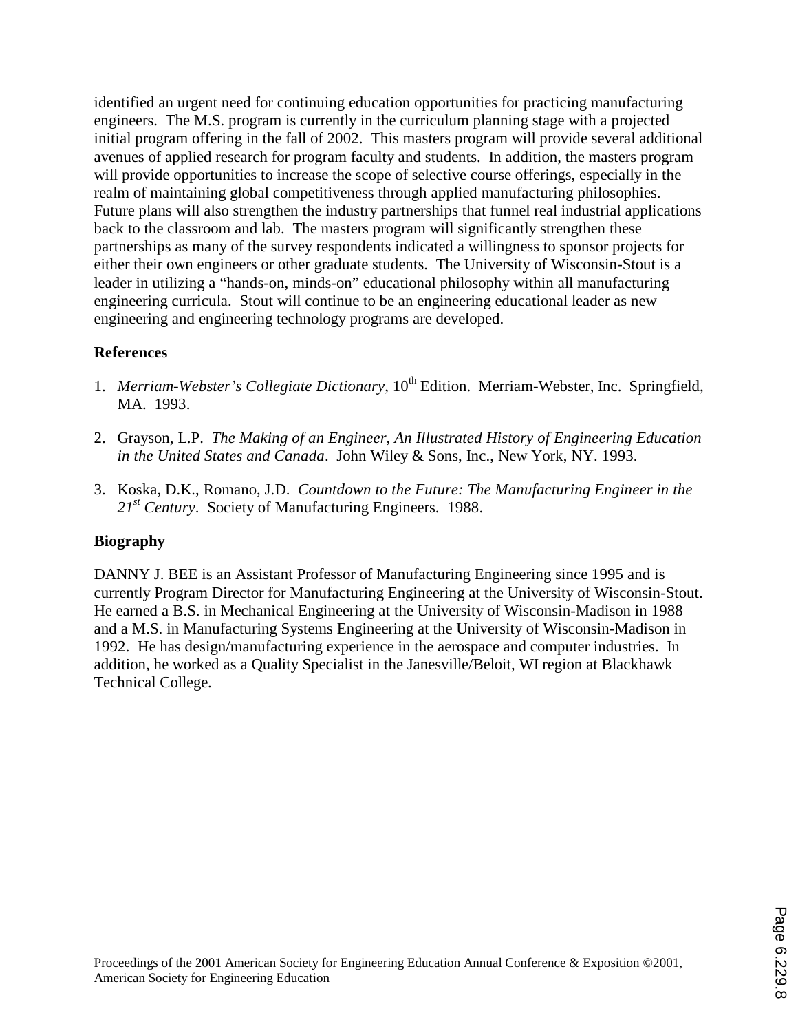identified an urgent need for continuing education opportunities for practicing manufacturing engineers. The M.S. program is currently in the curriculum planning stage with a projected initial program offering in the fall of 2002. This masters program will provide several additional avenues of applied research for program faculty and students. In addition, the masters program will provide opportunities to increase the scope of selective course offerings, especially in the realm of maintaining global competitiveness through applied manufacturing philosophies. Future plans will also strengthen the industry partnerships that funnel real industrial applications back to the classroom and lab. The masters program will significantly strengthen these partnerships as many of the survey respondents indicated a willingness to sponsor projects for either their own engineers or other graduate students. The University of Wisconsin-Stout is a leader in utilizing a "hands-on, minds-on" educational philosophy within all manufacturing engineering curricula. Stout will continue to be an engineering educational leader as new engineering and engineering technology programs are developed.

## References

1. *Merriam-Webster's Collegiate Dictionary*, 10th Edition. Merriam-Webster, Inc. Springfield, MA. 1993.

2. Grayson, L.P. *The Making of an Engineer, An Illustrated History of Engineering Education in the United States and Canada*. John Wiley & Sons, Inc., New York, NY. 1993.

3. Koska, D.K., Romano, J.D. *Countdown to the Future: The Manufacturing Engineer in the 21st Century*. Society of Manufacturing Engineers. 1988.

## Biography

DANNY J. BEE is an Assistant Professor of Manufacturing Engineering since 1995 and is currently Program Director for Manufacturing Engineering at the University of Wisconsin-Stout. He earned a B.S. in Mechanical Engineering at the University of Wisconsin-Madison in 1988 and a M.S. in Manufacturing Systems Engineering at the University of Wisconsin-Madison in 1992. He has design/manufacturing experience in the aerospace and computer industries. In addition, he worked as a Quality Specialist in the Janesville/Beloit, WI region at Blackhawk Technical College.